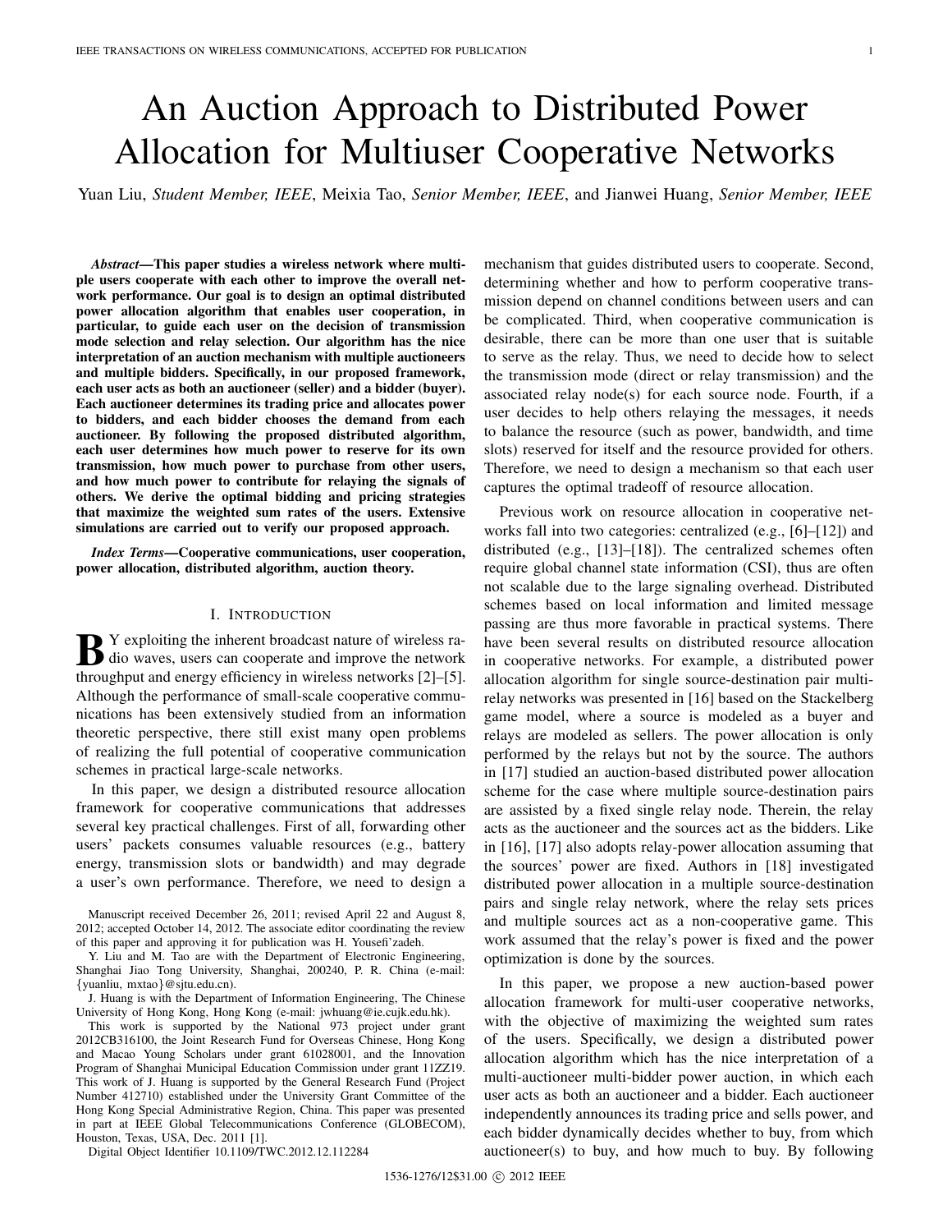# An Auction Approach to Distributed Power Allocation for Multiuser Cooperative Networks

Yuan Liu, *Student Member, IEEE*, Meixia Tao, *Senior Member, IEEE*, and Jianwei Huang, *Senior Member, IEEE*

***Abstract*—This paper studies a wireless network where multiple users cooperate with each other to improve the overall network performance. Our goal is to design an optimal distributed power allocation algorithm that enables user cooperation, in particular, to guide each user on the decision of transmission mode selection and relay selection. Our algorithm has the nice interpretation of an auction mechanism with multiple auctioneers and multiple bidders. Specifically, in our proposed framework, each user acts as both an auctioneer (seller) and a bidder (buyer). Each auctioneer determines its trading price and allocates power to bidders, and each bidder chooses the demand from each auctioneer. By following the proposed distributed algorithm, each user determines how much power to reserve for its own transmission, how much power to purchase from other users, and how much power to contribute for relaying the signals of others. We derive the optimal bidding and pricing strategies that maximize the weighted sum rates of the users. Extensive simulations are carried out to verify our proposed approach.**

***Index Terms*—Cooperative communications, user cooperation, power allocation, distributed algorithm, auction theory.**

## I. Introduction

By exploiting the inherent broadcast nature of wireless radio waves, users can cooperate and improve the network throughput and energy efficiency in wireless networks [2]–[5]. Although the performance of small-scale cooperative communications has been extensively studied from an information theoretic perspective, there still exist many open problems of realizing the full potential of cooperative communication schemes in practical large-scale networks.

In this paper, we design a distributed resource allocation framework for cooperative communications that addresses several key practical challenges. First of all, forwarding other users' packets consumes valuable resources (e.g., battery energy, transmission slots or bandwidth) and may degrade a user's own performance. Therefore, we need to design a mechanism that guides distributed users to cooperate. Second, determining whether and how to perform cooperative transmission depend on channel conditions between users and can be complicated. Third, when cooperative communication is desirable, there can be more than one user that is suitable to serve as the relay. Thus, we need to decide how to select the transmission mode (direct or relay transmission) and the associated relay node(s) for each source node. Fourth, if a user decides to help others relaying the messages, it needs to balance the resource (such as power, bandwidth, and time slots) reserved for itself and the resource provided for others. Therefore, we need to design a mechanism so that each user captures the optimal tradeoff of resource allocation.

Previous work on resource allocation in cooperative networks fall into two categories: centralized (e.g., [6]–[12]) and distributed (e.g., [13]–[18]). The centralized schemes often require global channel state information (CSI), thus are often not scalable due to the large signaling overhead. Distributed schemes based on local information and limited message passing are thus more favorable in practical systems. There have been several results on distributed resource allocation in cooperative networks. For example, a distributed power allocation algorithm for single source-destination pair multi-relay networks was presented in [16] based on the Stackelberg game model, where a source is modeled as a buyer and relays are modeled as sellers. The power allocation is only performed by the relays but not by the source. The authors in [17] studied an auction-based distributed power allocation scheme for the case where multiple source-destination pairs are assisted by a fixed single relay node. Therein, the relay acts as the auctioneer and the sources act as the bidders. Like in [16], [17] also adopts relay-power allocation assuming that the sources' power are fixed. Authors in [18] investigated distributed power allocation in a multiple source-destination pairs and single relay network, where the relay sets prices and multiple sources act as a non-cooperative game. This work assumed that the relay's power is fixed and the power optimization is done by the sources.

In this paper, we propose a new auction-based power allocation framework for multi-user cooperative networks, with the objective of maximizing the weighted sum rates of the users. Specifically, we design a distributed power allocation algorithm which has the nice interpretation of a multi-auctioneer multi-bidder power auction, in which each user acts as both an auctioneer and a bidder. Each auctioneer independently announces its trading price and sells power, and each bidder dynamically decides whether to buy, from which auctioneer(s) to buy, and how much to buy. By following

---

Manuscript received December 26, 2011; revised April 22 and August 8, 2012; accepted October 14, 2012. The associate editor coordinating the review of this paper and approving it for publication was H. Yousefi'zadeh.

Y. Liu and M. Tao are with the Department of Electronic Engineering, Shanghai Jiao Tong University, Shanghai, 200240, P. R. China (e-mail: {yuanliu, mxtao}@sjtu.edu.cn).

J. Huang is with the Department of Information Engineering, The Chinese University of Hong Kong, Hong Kong (e-mail: jwhuang@ie.cujk.edu.hk).

This work is supported by the National 973 project under grant 2012CB316100, the Joint Research Fund for Overseas Chinese, Hong Kong and Macao Young Scholars under grant 61028001, and the Innovation Program of Shanghai Municipal Education Commission under grant 11ZZ19. This work of J. Huang is supported by the General Research Fund (Project Number 412710) established under the University Grant Committee of the Hong Kong Special Administrative Region, China. This paper was presented in part at IEEE Global Telecommunications Conference (GLOBECOM), Houston, Texas, USA, Dec. 2011 [1].

Digital Object Identifier 10.1109/TWC.2012.12.112284

1536-1276/12$31.00 © 2012 IEEE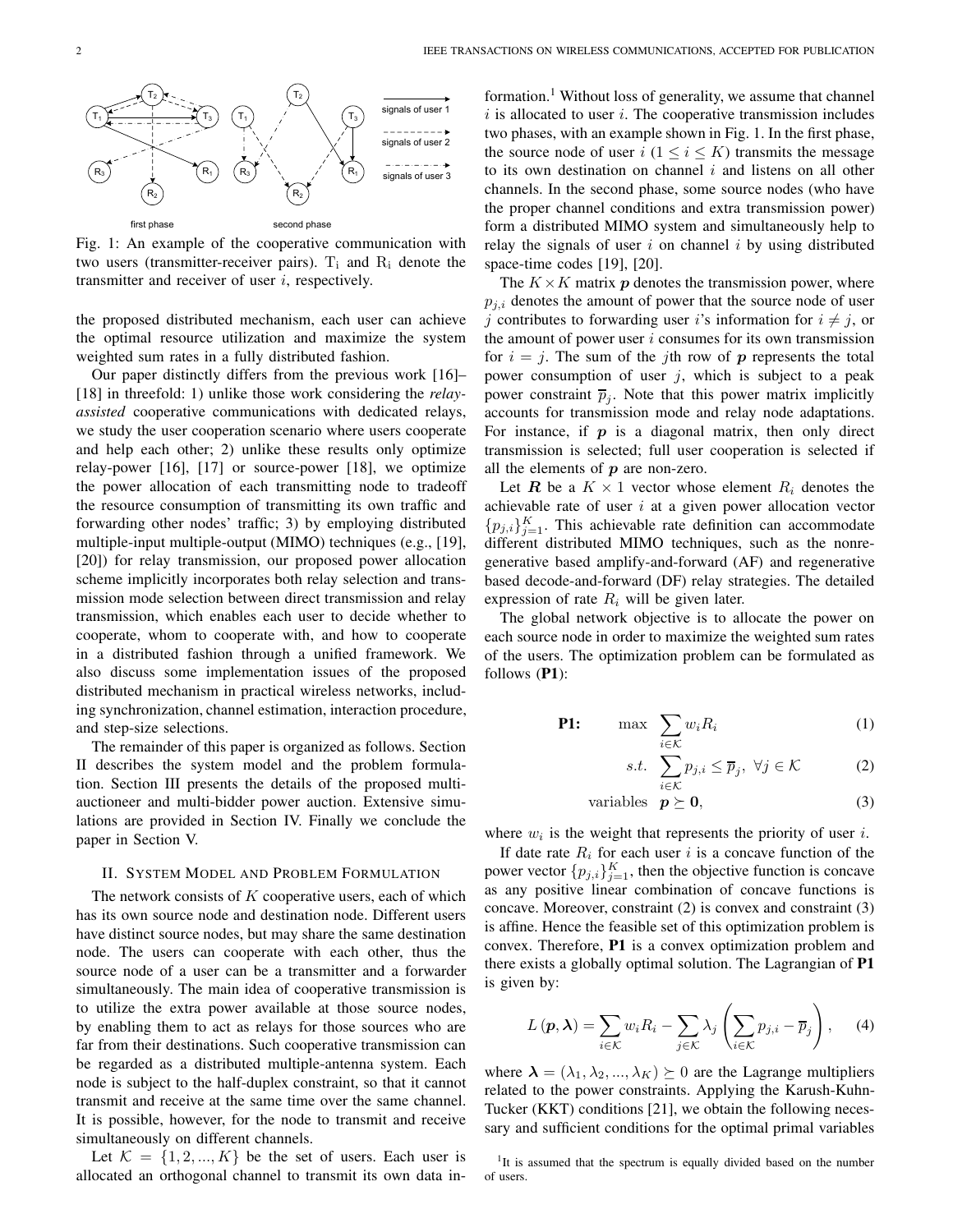Fig. 1: An example of the cooperative communication with two users (transmitter-receiver pairs). $\mathrm{T_i}$ and $\mathrm{R_i}$ denote the transmitter and receiver of user $i$, respectively.

the proposed distributed mechanism, each user can achieve the optimal resource utilization and maximize the system weighted sum rates in a fully distributed fashion.

Our paper distinctly differs from the previous work [16]–[18] in threefold: 1) unlike those work considering the *relay-assisted* cooperative communications with dedicated relays, we study the user cooperation scenario where users cooperate and help each other; 2) unlike these results only optimize relay-power [16], [17] or source-power [18], we optimize the power allocation of each transmitting node to tradeoff the resource consumption of transmitting its own traffic and forwarding other nodes' traffic; 3) by employing distributed multiple-input multiple-output (MIMO) techniques (e.g., [19], [20]) for relay transmission, our proposed power allocation scheme implicitly incorporates both relay selection and transmission mode selection between direct transmission and relay transmission, which enables each user to decide whether to cooperate, whom to cooperate with, and how to cooperate in a distributed fashion through a unified framework. We also discuss some implementation issues of the proposed distributed mechanism in practical wireless networks, including synchronization, channel estimation, interaction procedure, and step-size selections.

The remainder of this paper is organized as follows. Section II describes the system model and the problem formulation. Section III presents the details of the proposed multi-auctioneer and multi-bidder power auction. Extensive simulations are provided in Section IV. Finally we conclude the paper in Section V.

## II. System Model and Problem Formulation

The network consists of $K$ cooperative users, each of which has its own source node and destination node. Different users have distinct source nodes, but may share the same destination node. The users can cooperate with each other, thus the source node of a user can be a transmitter and a forwarder simultaneously. The main idea of cooperative transmission is to utilize the extra power available at those source nodes, by enabling them to act as relays for those sources who are far from their destinations. Such cooperative transmission can be regarded as a distributed multiple-antenna system. Each node is subject to the half-duplex constraint, so that it cannot transmit and receive at the same time over the same channel. It is possible, however, for the node to transmit and receive simultaneously on different channels.

Let $\mathcal{K} = \{1, 2, ..., K\}$ be the set of users. Each user is allocated an orthogonal channel to transmit its own data information.[1] Without loss of generality, we assume that channel $i$ is allocated to user $i$. The cooperative transmission includes two phases, with an example shown in Fig. 1. In the first phase, the source node of user $i$ ($1 \le i \le K$) transmits the message to its own destination on channel $i$ and listens on all other channels. In the second phase, some source nodes (who have the proper channel conditions and extra transmission power) form a distributed MIMO system and simultaneously help to relay the signals of user $i$ on channel $i$ by using distributed space-time codes [19], [20].

The $K \times K$ matrix $\boldsymbol{p}$ denotes the transmission power, where $p_{j,i}$ denotes the amount of power that the source node of user $j$ contributes to forwarding user $i$'s information for $i \neq j$, or the amount of power user $i$ consumes for its own transmission for $i = j$. The sum of the $j$th row of $\boldsymbol{p}$ represents the total power consumption of user $j$, which is subject to a peak power constraint $\overline{p}_j$. Note that this power matrix implicitly accounts for transmission mode and relay node adaptations. For instance, if $\boldsymbol{p}$ is a diagonal matrix, then only direct transmission is selected; full user cooperation is selected if all the elements of $\boldsymbol{p}$ are non-zero.

Let $\boldsymbol{R}$ be a $K \times 1$ vector whose element $R_i$ denotes the achievable rate of user $i$ at a given power allocation vector $\{p_{j,i}\}_{j=1}^{K}$. This achievable rate definition can accommodate different distributed MIMO techniques, such as the nonregenerative based amplify-and-forward (AF) and regenerative based decode-and-forward (DF) relay strategies. The detailed expression of rate $R_i$ will be given later.

The global network objective is to allocate the power on each source node in order to maximize the weighted sum rates of the users. The optimization problem can be formulated as follows (**P1**):

$$\textbf{P1:} \qquad \max \sum_{i\in\mathcal{K}} w_i R_i \tag{1}$$

$$s.t. \sum_{i\in\mathcal{K}} p_{j,i} \le \overline{p}_j, \ \forall j \in \mathcal{K} \tag{2}$$

$$\text{variables} \ \ \boldsymbol{p} \succeq \boldsymbol{0}, \tag{3}$$

where $w_i$ is the weight that represents the priority of user $i$.

If date rate $R_i$ for each user $i$ is a concave function of the power vector $\{p_{j,i}\}_{j=1}^{K}$, then the objective function is concave as any positive linear combination of concave functions is concave. Moreover, constraint (2) is convex and constraint (3) is affine. Hence the feasible set of this optimization problem is convex. Therefore, **P1** is a convex optimization problem and there exists a globally optimal solution. The Lagrangian of **P1** is given by:

$$L(\boldsymbol{p}, \boldsymbol{\lambda}) = \sum_{i\in\mathcal{K}} w_i R_i - \sum_{j\in\mathcal{K}} \lambda_j \left( \sum_{i\in\mathcal{K}} p_{j,i} - \overline{p}_j \right), \tag{4}$$

where $\boldsymbol{\lambda} = (\lambda_1, \lambda_2, ..., \lambda_K) \succeq 0$ are the Lagrange multipliers related to the power constraints. Applying the Karush-Kuhn-Tucker (KKT) conditions [21], we obtain the following necessary and sufficient conditions for the optimal primal variables

[1] It is assumed that the spectrum is equally divided based on the number of users.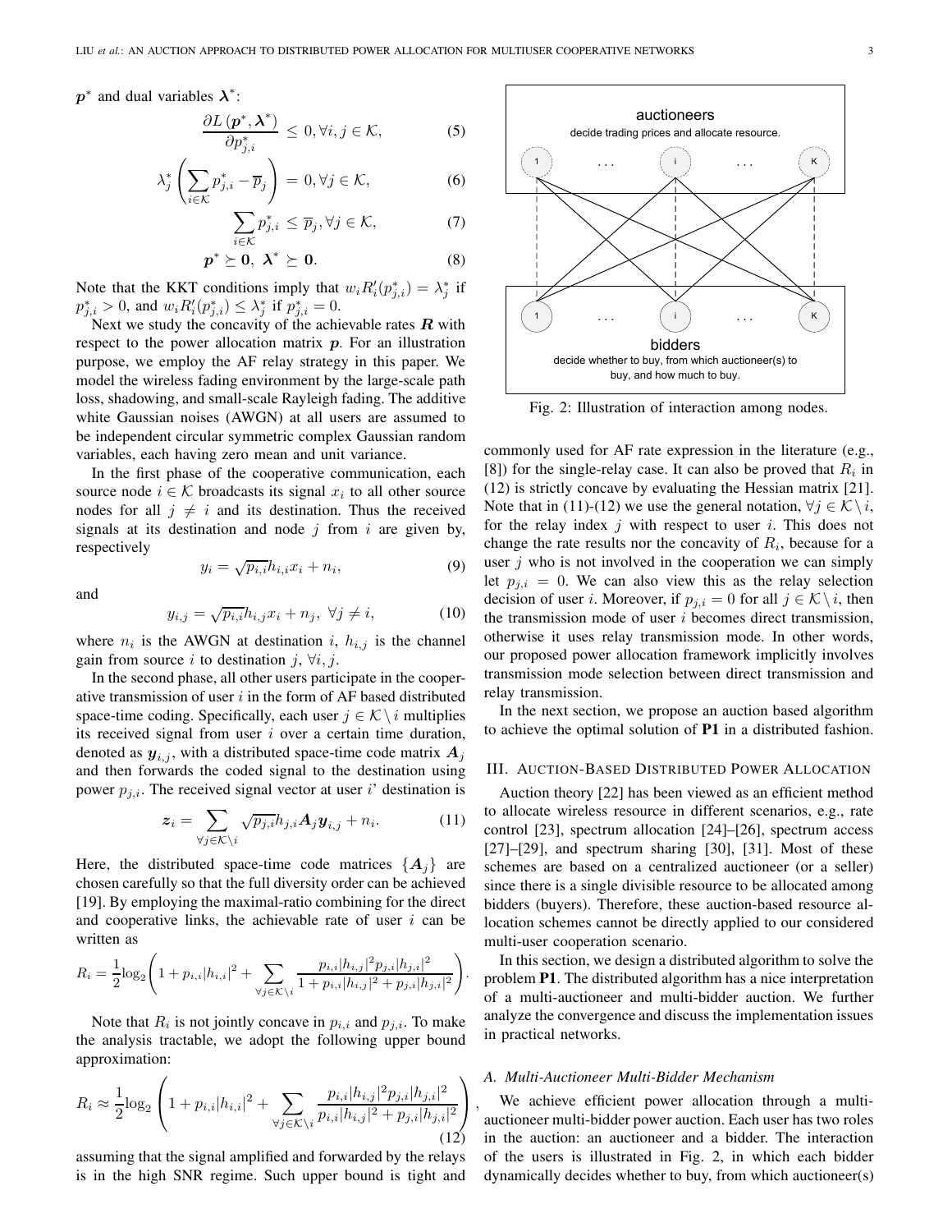$\boldsymbol{p}^*$ and dual variables $\boldsymbol{\lambda}^*$:

$$\frac{\partial L\left(\boldsymbol{p}^*, \boldsymbol{\lambda}^*\right)}{\partial p_{j,i}^*} \leq 0, \forall i, j \in \mathcal{K}, \tag{5}$$

$$\lambda_j^* \left( \sum_{i \in \mathcal{K}} p_{j,i}^* - \overline{p}_j \right) = 0, \forall j \in \mathcal{K}, \tag{6}$$

$$\sum_{i \in \mathcal{K}} p_{j,i}^* \leq \overline{p}_j, \forall j \in \mathcal{K}, \tag{7}$$

$$\boldsymbol{p}^* \succeq \boldsymbol{0},\ \boldsymbol{\lambda}^* \succeq \boldsymbol{0}. \tag{8}$$

Note that the KKT conditions imply that $w_i R_i'(p_{j,i}^*) = \lambda_j^*$ if $p_{j,i}^* > 0$, and $w_i R_i'(p_{j,i}^*) \leq \lambda_j^*$ if $p_{j,i}^* = 0$.

Next we study the concavity of the achievable rates $\boldsymbol{R}$ with respect to the power allocation matrix $\boldsymbol{p}$. For an illustration purpose, we employ the AF relay strategy in this paper. We model the wireless fading environment by the large-scale path loss, shadowing, and small-scale Rayleigh fading. The additive white Gaussian noises (AWGN) at all users are assumed to be independent circular symmetric complex Gaussian random variables, each having zero mean and unit variance.

In the first phase of the cooperative communication, each source node $i \in \mathcal{K}$ broadcasts its signal $x_i$ to all other source nodes for all $j \neq i$ and its destination. Thus the received signals at its destination and node $j$ from $i$ are given by, respectively

$$y_i = \sqrt{p_{i,i}} h_{i,i} x_i + n_i, \tag{9}$$

and

$$y_{i,j} = \sqrt{p_{i,i}} h_{i,j} x_i + n_j,\ \forall j \neq i, \tag{10}$$

where $n_i$ is the AWGN at destination $i$, $h_{i,j}$ is the channel gain from source $i$ to destination $j$, $\forall i, j$.

In the second phase, all other users participate in the cooperative transmission of user $i$ in the form of AF based distributed space-time coding. Specifically, each user $j \in \mathcal{K} \setminus i$ multiplies its received signal from user $i$ over a certain time duration, denoted as $\boldsymbol{y}_{i,j}$, with a distributed space-time code matrix $\boldsymbol{A}_j$ and then forwards the coded signal to the destination using power $p_{j,i}$. The received signal vector at user $i$' destination is

$$\boldsymbol{z}_i = \sum_{\forall j \in \mathcal{K} \setminus i} \sqrt{p_{j,i}} h_{j,i} \boldsymbol{A}_j \boldsymbol{y}_{i,j} + n_i. \tag{11}$$

Here, the distributed space-time code matrices $\{\boldsymbol{A}_j\}$ are chosen carefully so that the full diversity order can be achieved [19]. By employing the maximal-ratio combining for the direct and cooperative links, the achievable rate of user $i$ can be written as

$$R_i = \frac{1}{2} \log_2 \left( 1 + p_{i,i}|h_{i,i}|^2 + \sum_{\forall j \in \mathcal{K} \setminus i} \frac{p_{i,i}|h_{i,j}|^2 p_{j,i}|h_{j,i}|^2}{1 + p_{i,i}|h_{i,j}|^2 + p_{j,i}|h_{j,i}|^2} \right).$$

Note that $R_i$ is not jointly concave in $p_{i,i}$ and $p_{j,i}$. To make the analysis tractable, we adopt the following upper bound approximation:

$$R_i \approx \frac{1}{2} \log_2 \left( 1 + p_{i,i}|h_{i,i}|^2 + \sum_{\forall j \in \mathcal{K} \setminus i} \frac{p_{i,i}|h_{i,j}|^2 p_{j,i}|h_{j,i}|^2}{p_{i,i}|h_{i,j}|^2 + p_{j,i}|h_{j,i}|^2} \right), \tag{12}$$

assuming that the signal amplified and forwarded by the relays is in the high SNR regime. Such upper bound is tight and commonly used for AF rate expression in the literature (e.g., [8]) for the single-relay case. It can also be proved that $R_i$ in (12) is strictly concave by evaluating the Hessian matrix [21]. Note that in (11)-(12) we use the general notation, $\forall j \in \mathcal{K} \setminus i$, for the relay index $j$ with respect to user $i$. This does not change the rate results nor the concavity of $R_i$, because for a user $j$ who is not involved in the cooperation we can simply let $p_{j,i} = 0$. We can also view this as the relay selection decision of user $i$. Moreover, if $p_{j,i} = 0$ for all $j \in \mathcal{K} \setminus i$, then the transmission mode of user $i$ becomes direct transmission, otherwise it uses relay transmission mode. In other words, our proposed power allocation framework implicitly involves transmission mode selection between direct transmission and relay transmission.

In the next section, we propose an auction based algorithm to achieve the optimal solution of **P1** in a distributed fashion.

auctioneers
decide trading prices and allocate resource.

bidders
decide whether to buy, from which auctioneer(s) to buy, and how much to buy.

Fig. 2: Illustration of interaction among nodes.

## III. Auction-Based Distributed Power Allocation

Auction theory [22] has been viewed as an efficient method to allocate wireless resource in different scenarios, e.g., rate control [23], spectrum allocation [24]–[26], spectrum access [27]–[29], and spectrum sharing [30], [31]. Most of these schemes are based on a centralized auctioneer (or a seller) since there is a single divisible resource to be allocated among bidders (buyers). Therefore, these auction-based resource allocation schemes cannot be directly applied to our considered multi-user cooperation scenario.

In this section, we design a distributed algorithm to solve the problem **P1**. The distributed algorithm has a nice interpretation of a multi-auctioneer and multi-bidder auction. We further analyze the convergence and discuss the implementation issues in practical networks.

### *A. Multi-Auctioneer Multi-Bidder Mechanism*

We achieve efficient power allocation through a multi-auctioneer multi-bidder power auction. Each user has two roles in the auction: an auctioneer and a bidder. The interaction of the users is illustrated in Fig. 2, in which each bidder dynamically decides whether to buy, from which auctioneer(s)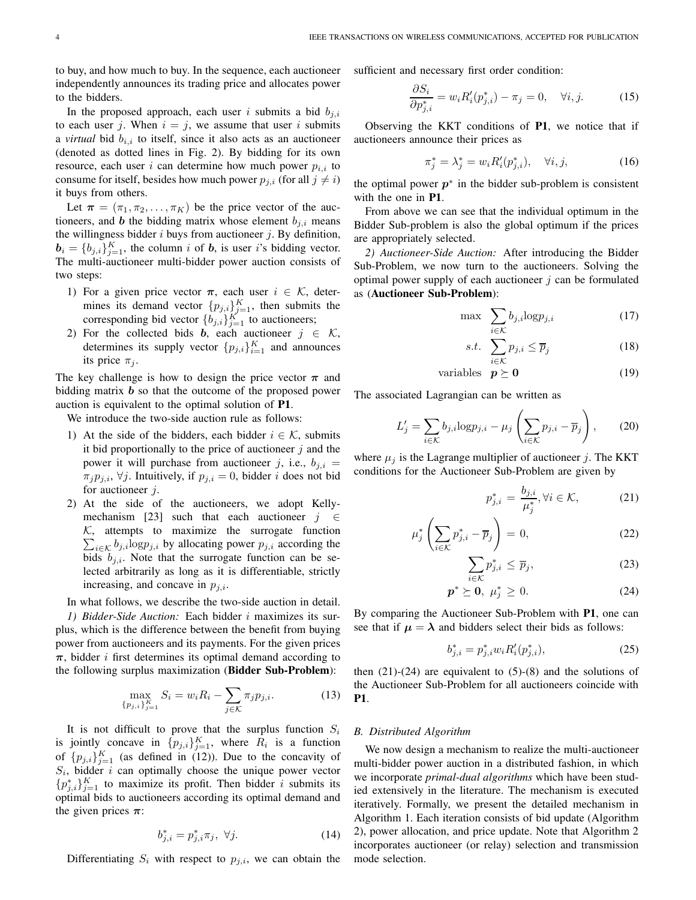to buy, and how much to buy. In the sequence, each auctioneer independently announces its trading price and allocates power to the bidders.

In the proposed approach, each user $i$ submits a bid $b_{j,i}$ to each user $j$. When $i = j$, we assume that user $i$ submits a *virtual* bid $b_{i,i}$ to itself, since it also acts as an auctioneer (denoted as dotted lines in Fig. 2). By bidding for its own resource, each user $i$ can determine how much power $p_{i,i}$ to consume for itself, besides how much power $p_{j,i}$ (for all $j \neq i$) it buys from others.

Let $\boldsymbol{\pi} = (\pi_1, \pi_2, \ldots, \pi_K)$ be the price vector of the auctioneers, and $\boldsymbol{b}$ the bidding matrix whose element $b_{j,i}$ means the willingness bidder $i$ buys from auctioneer $j$. By definition, $\boldsymbol{b}_i = \{b_{j,i}\}_{j=1}^K$, the column $i$ of $\boldsymbol{b}$, is user $i$'s bidding vector. The multi-auctioneer multi-bidder power auction consists of two steps:

1) For a given price vector $\boldsymbol{\pi}$, each user $i \in \mathcal{K}$, determines its demand vector $\{p_{j,i}\}_{j=1}^K$, then submits the corresponding bid vector $\{b_{j,i}\}_{j=1}^K$ to auctioneers;
2) For the collected bids $\boldsymbol{b}$, each auctioneer $j \in \mathcal{K}$, determines its supply vector $\{p_{j,i}\}_{i=1}^K$ and announces its price $\pi_j$.

The key challenge is how to design the price vector $\boldsymbol{\pi}$ and bidding matrix $\boldsymbol{b}$ so that the outcome of the proposed power auction is equivalent to the optimal solution of **P1**.

We introduce the two-side auction rule as follows:

1) At the side of the bidders, each bidder $i \in \mathcal{K}$, submits it bid proportionally to the price of auctioneer $j$ and the power it will purchase from auctioneer $j$, i.e., $b_{j,i} = \pi_j p_{j,i}, \forall j$. Intuitively, if $p_{j,i} = 0$, bidder $i$ does not bid for auctioneer $j$.
2) At the side of the auctioneers, we adopt Kelly-mechanism [23] such that each auctioneer $j \in \mathcal{K}$, attempts to maximize the surrogate function $\sum_{i\in\mathcal{K}} b_{j,i}\log p_{j,i}$ by allocating power $p_{j,i}$ according the bids $b_{j,i}$. Note that the surrogate function can be selected arbitrarily as long as it is differentiable, strictly increasing, and concave in $p_{j,i}$.

In what follows, we describe the two-side auction in detail.

*1) Bidder-Side Auction:* Each bidder $i$ maximizes its surplus, which is the difference between the benefit from buying power from auctioneers and its payments. For the given prices $\boldsymbol{\pi}$, bidder $i$ first determines its optimal demand according to the following surplus maximization (**Bidder Sub-Problem**):

$$\max_{\{p_{j,i}\}_{j=1}^K} S_i = w_i R_i - \sum_{j\in\mathcal{K}} \pi_j p_{j,i}. \tag{13}$$

It is not difficult to prove that the surplus function $S_i$ is jointly concave in $\{p_{j,i}\}_{j=1}^K$, where $R_i$ is a function of $\{p_{j,i}\}_{j=1}^K$ (as defined in (12)). Due to the concavity of $S_i$, bidder $i$ can optimally choose the unique power vector $\{p_{j,i}^*\}_{j=1}^K$ to maximize its profit. Then bidder $i$ submits its optimal bids to auctioneers according its optimal demand and the given prices $\boldsymbol{\pi}$:

$$b_{j,i}^* = p_{j,i}^* \pi_j, \ \forall j. \tag{14}$$

Differentiating $S_i$ with respect to $p_{j,i}$, we can obtain the sufficient and necessary first order condition:

$$\frac{\partial S_i}{\partial p_{j,i}^*} = w_i R_i'(p_{j,i}^*) - \pi_j = 0, \quad \forall i, j. \tag{15}$$

Observing the KKT conditions of **P1**, we notice that if auctioneers announce their prices as

$$\pi_j^* = \lambda_j^* = w_i R_i'(p_{j,i}^*), \quad \forall i, j, \tag{16}$$

the optimal power $\boldsymbol{p}^*$ in the bidder sub-problem is consistent with the one in **P1**.

From above we can see that the individual optimum in the Bidder Sub-problem is also the global optimum if the prices are appropriately selected.

*2) Auctioneer-Side Auction:* After introducing the Bidder Sub-Problem, we now turn to the auctioneers. Solving the optimal power supply of each auctioneer $j$ can be formulated as (**Auctioneer Sub-Problem**):

$$\max \ \sum_{i\in\mathcal{K}} b_{j,i}\log p_{j,i} \tag{17}$$

$$s.t. \ \sum_{i\in\mathcal{K}} p_{j,i} \leq \overline{p}_j \tag{18}$$

$$\text{variables} \quad \boldsymbol{p} \succeq \mathbf{0} \tag{19}$$

The associated Lagrangian can be written as

$$L_j' = \sum_{i\in\mathcal{K}} b_{j,i}\log p_{j,i} - \mu_j \left( \sum_{i\in\mathcal{K}} p_{j,i} - \overline{p}_j \right), \tag{20}$$

where $\mu_j$ is the Lagrange multiplier of auctioneer $j$. The KKT conditions for the Auctioneer Sub-Problem are given by

$$p_{j,i}^* = \frac{b_{j,i}}{\mu_j^*}, \forall i \in \mathcal{K}, \tag{21}$$

$$\mu_j^* \left( \sum_{i\in\mathcal{K}} p_{j,i}^* - \overline{p}_j \right) = 0, \tag{22}$$

$$\sum_{i\in\mathcal{K}} p_{j,i}^* \leq \overline{p}_j, \tag{23}$$

$$\boldsymbol{p}^* \succeq \mathbf{0}, \ \mu_j^* \geq 0. \tag{24}$$

By comparing the Auctioneer Sub-Problem with **P1**, one can see that if $\boldsymbol{\mu} = \boldsymbol{\lambda}$ and bidders select their bids as follows:

$$b_{j,i}^* = p_{j,i}^* w_i R_i'(p_{j,i}^*), \tag{25}$$

then (21)-(24) are equivalent to (5)-(8) and the solutions of the Auctioneer Sub-Problem for all auctioneers coincide with **P1**.

### B. Distributed Algorithm

We now design a mechanism to realize the multi-auctioneer multi-bidder power auction in a distributed fashion, in which we incorporate *primal-dual algorithms* which have been studied extensively in the literature. The mechanism is executed iteratively. Formally, we present the detailed mechanism in Algorithm 1. Each iteration consists of bid update (Algorithm 2), power allocation, and price update. Note that Algorithm 2 incorporates auctioneer (or relay) selection and transmission mode selection.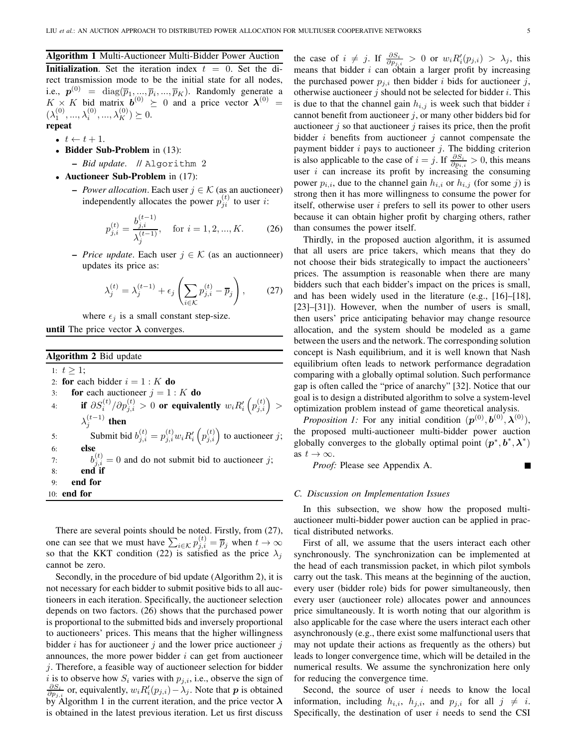**Algorithm 1** Multi-Auctioneer Multi-Bidder Power Auction

**Initialization**. Set the iteration index $t = 0$. Set the direct transmission mode to be the initial state for all nodes, i.e., $\boldsymbol{p}^{(0)} = \text{diag}(\overline{p}_1, ..., \overline{p}_i, ..., \overline{p}_K)$. Randomly generate a $K \times K$ bid matrix $\boldsymbol{b}^{(0)} \succeq 0$ and a price vector $\boldsymbol{\lambda}^{(0)} = (\lambda_1^{(0)}, ..., \lambda_i^{(0)}, ..., \lambda_K^{(0)}) \succeq 0$.

**repeat**

- $t \leftarrow t + 1$.
- **Bidder Sub-Problem** in (13):
  - *Bid update*. // `Algorithm 2`
- **Auctioneer Sub-Problem** in (17):
  - *Power allocation*. Each user $j \in \mathcal{K}$ (as an auctioneer) independently allocates the power $p_{ji}^{(t)}$ to user $i$:

$$p_{j,i}^{(t)} = \frac{b_{j,i}^{(t-1)}}{\lambda_j^{(t-1)}}, \quad \text{for } i = 1, 2, ..., K. \tag{26}$$

  - *Price update*. Each user $j \in \mathcal{K}$ (as an auctionneer) updates its price as:

$$\lambda_j^{(t)} = \lambda_j^{(t-1)} + \epsilon_j \left( \sum_{i \in \mathcal{K}} p_{j,i}^{(t)} - \overline{p}_j \right), \tag{27}$$

    where $\epsilon_j$ is a small constant step-size.

**until** The price vector $\boldsymbol{\lambda}$ converges.

**Algorithm 2** Bid update

```
1:  t ≥ 1;
2:  for each bidder i = 1 : K do
3:      for each auctioneer j = 1 : K do
4:          if ∂S_i^(t)/∂p_{j,i}^(t) > 0 or equivalently w_i R'_i(p_{j,i}^(t)) > λ_j^(t-1) then
5:              Submit bid b_{j,i}^(t) = p_{j,i}^(t) w_i R'_i(p_{j,i}^(t)) to auctioneer j;
6:          else
7:              b_{j,i}^(t) = 0 and do not submit bid to auctioneer j;
8:          end if
9:      end for
10: end for
```

There are several points should be noted. Firstly, from (27), one can see that we must have $\sum_{i \in \mathcal{K}} p_{j,i}^{(t)} = \overline{p}_j$ when $t \to \infty$ so that the KKT condition (22) is satisfied as the price $\lambda_j$ cannot be zero.

Secondly, in the procedure of bid update (Algorithm 2), it is not necessary for each bidder to submit positive bids to all auctioneers in each iteration. Specifically, the auctioneer selection depends on two factors. (26) shows that the purchased power is proportional to the submitted bids and inversely proportional to auctioneers' prices. This means that the higher willingness bidder $i$ has for auctioneer $j$ and the lower price auctioneer $j$ announces, the more power bidder $i$ can get from auctioneer $j$. Therefore, a feasible way of auctioneer selection for bidder $i$ is to observe how $S_i$ varies with $p_{j,i}$, i.e., observe the sign of $\frac{\partial S_i}{\partial p_{j,i}}$ or, equivalently, $w_i R_i'(p_{j,i}) - \lambda_j$. Note that $\boldsymbol{p}$ is obtained by Algorithm 1 in the current iteration, and the price vector $\boldsymbol{\lambda}$ is obtained in the latest previous iteration. Let us first discuss the case of $i \neq j$. If $\frac{\partial S_i}{\partial p_{j,i}} > 0$ or $w_i R_i'(p_{j,i}) > \lambda_j$, this means that bidder $i$ can obtain a larger profit by increasing the purchased power $p_{j,i}$ then bidder $i$ bids for auctioneer $j$, otherwise auctioneer $j$ should not be selected for bidder $i$. This is due to that the channel gain $h_{i,j}$ is week such that bidder $i$ cannot benefit from auctioneer $j$, or many other bidders bid for auctioneer $j$ so that auctioneer $j$ raises its price, then the profit bidder $i$ benefits from auctioneer $j$ cannot compensate the payment bidder $i$ pays to auctioneer $j$. The bidding criterion is also applicable to the case of $i = j$. If $\frac{\partial S_i}{\partial p_{i,i}} > 0$, this means user $i$ can increase its profit by increasing the consuming power $p_{i,i}$, due to the channel gain $h_{i,i}$ or $h_{i,j}$ (for some $j$) is strong then it has more willingness to consume the power for itself, otherwise user $i$ prefers to sell its power to other users because it can obtain higher profit by charging others, rather than consumes the power itself.

Thirdly, in the proposed auction algorithm, it is assumed that all users are price takers, which means that they do not choose their bids strategically to impact the auctioneers' prices. The assumption is reasonable when there are many bidders such that each bidder's impact on the prices is small, and has been widely used in the literature (e.g., [16]–[18], [23]–[31]). However, when the number of users is small, then users' price anticipating behavior may change resource allocation, and the system should be modeled as a game between the users and the network. The corresponding solution concept is Nash equilibrium, and it is well known that Nash equilibrium often leads to network performance degradation comparing with a globally optimal solution. Such performance gap is often called the "price of anarchy" [32]. Notice that our goal is to design a distributed algorithm to solve a system-level optimization problem instead of game theoretical analysis.

*Proposition 1:* For any initial condition $(\boldsymbol{p}^{(0)}, \boldsymbol{b}^{(0)}, \boldsymbol{\lambda}^{(0)})$, the proposed multi-auctioneer multi-bidder power auction globally converges to the globally optimal point $(\boldsymbol{p}^*, \boldsymbol{b}^*, \boldsymbol{\lambda}^*)$ as $t \to \infty$.

*Proof:* Please see Appendix A. ■

### C. Discussion on Implementation Issues

In this subsection, we show how the proposed multi-auctioneer multi-bidder power auction can be applied in practical distributed networks.

First of all, we assume that the users interact each other synchronously. The synchronization can be implemented at the head of each transmission packet, in which pilot symbols carry out the task. This means at the beginning of the auction, every user (bidder role) bids for power simultaneously, then every user (auctioneer role) allocates power and announces price simultaneously. It is worth noting that our algorithm is also applicable for the case where the users interact each other asynchronously (e.g., there exist some malfunctional users that may not update their actions as frequently as the others) but leads to longer convergence time, which will be detailed in the numerical results. We assume the synchronization here only for reducing the convergence time.

Second, the source of user $i$ needs to know the local information, including $h_{i,i}$, $h_{j,i}$, and $p_{j,i}$ for all $j \neq i$. Specifically, the destination of user $i$ needs to send the CSI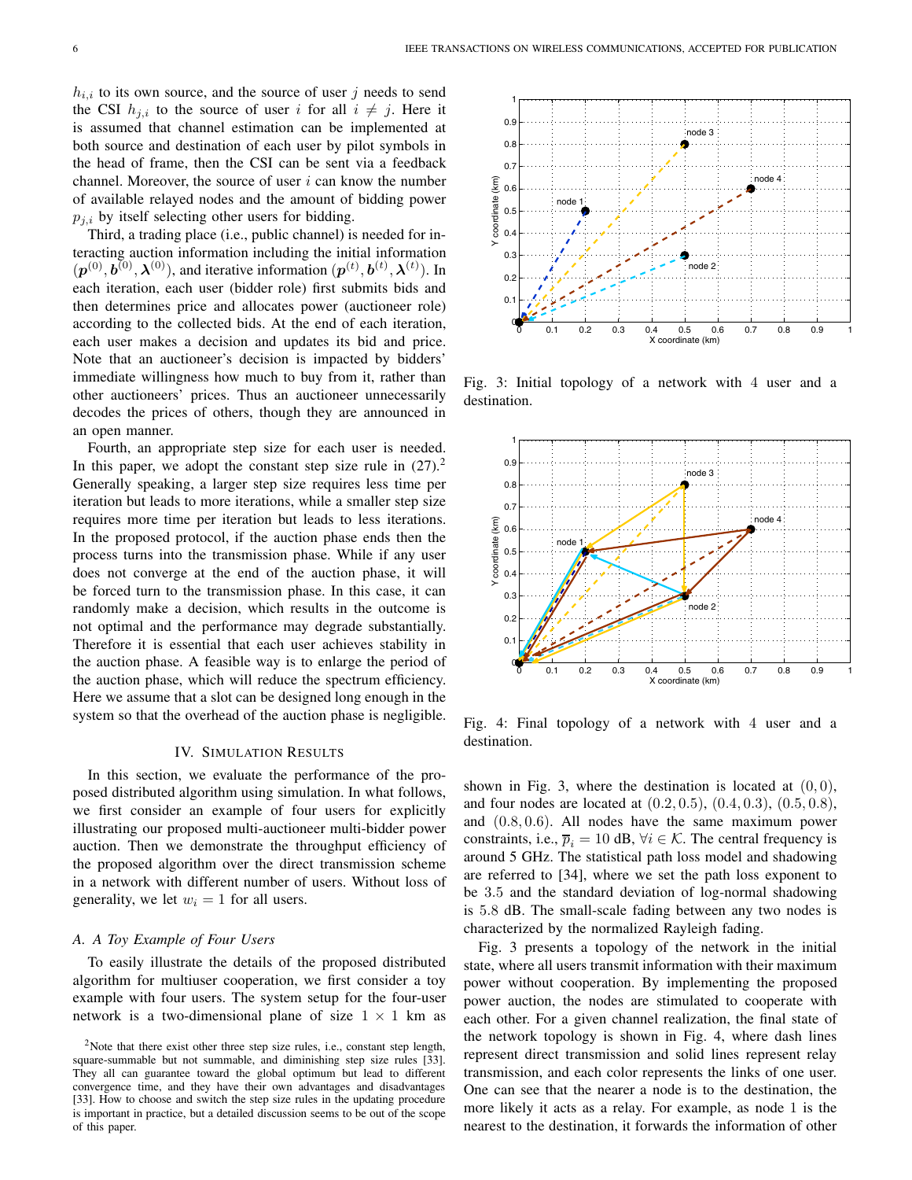$h_{i,i}$ to its own source, and the source of user $j$ needs to send the CSI $h_{j,i}$ to the source of user $i$ for all $i \neq j$. Here it is assumed that channel estimation can be implemented at both source and destination of each user by pilot symbols in the head of frame, then the CSI can be sent via a feedback channel. Moreover, the source of user $i$ can know the number of available relayed nodes and the amount of bidding power $p_{j,i}$ by itself selecting other users for bidding.

Third, a trading place (i.e., public channel) is needed for interacting auction information including the initial information $(\boldsymbol{p}^{(0)}, \boldsymbol{b}^{(0)}, \boldsymbol{\lambda}^{(0)})$, and iterative information $(\boldsymbol{p}^{(t)}, \boldsymbol{b}^{(t)}, \boldsymbol{\lambda}^{(t)})$. In each iteration, each user (bidder role) first submits bids and then determines price and allocates power (auctioneer role) according to the collected bids. At the end of each iteration, each user makes a decision and updates its bid and price. Note that an auctioneer's decision is impacted by bidders' immediate willingness how much to buy from it, rather than other auctioneers' prices. Thus an auctioneer unnecessarily decodes the prices of others, though they are announced in an open manner.

Fourth, an appropriate step size for each user is needed. In this paper, we adopt the constant step size rule in (27).[2] Generally speaking, a larger step size requires less time per iteration but leads to more iterations, while a smaller step size requires more time per iteration but leads to less iterations. In the proposed protocol, if the auction phase ends then the process turns into the transmission phase. While if any user does not converge at the end of the auction phase, it will be forced turn to the transmission phase. In this case, it can randomly make a decision, which results in the outcome is not optimal and the performance may degrade substantially. Therefore it is essential that each user achieves stability in the auction phase. A feasible way is to enlarge the period of the auction phase, which will reduce the spectrum efficiency. Here we assume that a slot can be designed long enough in the system so that the overhead of the auction phase is negligible.

## IV. Simulation Results

In this section, we evaluate the performance of the proposed distributed algorithm using simulation. In what follows, we first consider an example of four users for explicitly illustrating our proposed multi-auctioneer multi-bidder power auction. Then we demonstrate the throughput efficiency of the proposed algorithm over the direct transmission scheme in a network with different number of users. Without loss of generality, we let $w_i = 1$ for all users.

### A. A Toy Example of Four Users

To easily illustrate the details of the proposed distributed algorithm for multiuser cooperation, we first consider a toy example with four users. The system setup for the four-user network is a two-dimensional plane of size $1 \times 1$ km as shown in Fig. 3, where the destination is located at $(0, 0)$, and four nodes are located at $(0.2, 0.5)$, $(0.4, 0.3)$, $(0.5, 0.8)$, and $(0.8, 0.6)$. All nodes have the same maximum power constraints, i.e., $\overline{p}_i = 10$ dB, $\forall i \in \mathcal{K}$. The central frequency is around 5 GHz. The statistical path loss model and shadowing are referred to [34], where we set the path loss exponent to be 3.5 and the standard deviation of log-normal shadowing is 5.8 dB. The small-scale fading between any two nodes is characterized by the normalized Rayleigh fading.

node 1
node 2
node 3
node 4
X coordinate (km)
Y coordinate (km)
0 0.1 0.2 0.3 0.4 0.5 0.6 0.7 0.8 0.9 1

Fig. 3: Initial topology of a network with 4 user and a destination.

node 1
node 2
node 3
node 4
X coordinate (km)
Y coordinate (km)
0 0.1 0.2 0.3 0.4 0.5 0.6 0.7 0.8 0.9 1

Fig. 4: Final topology of a network with 4 user and a destination.

Fig. 3 presents a topology of the network in the initial state, where all users transmit information with their maximum power without cooperation. By implementing the proposed power auction, the nodes are stimulated to cooperate with each other. For a given channel realization, the final state of the network topology is shown in Fig. 4, where dash lines represent direct transmission and solid lines represent relay transmission, and each color represents the links of one user. One can see that the nearer a node is to the destination, the more likely it acts as a relay. For example, as node 1 is the nearest to the destination, it forwards the information of other

[2] Note that there exist other three step size rules, i.e., constant step length, square-summable but not summable, and diminishing step size rules [33]. They all can guarantee toward the global optimum but lead to different convergence time, and they have their own advantages and disadvantages [33]. How to choose and switch the step size rules in the updating procedure is important in practice, but a detailed discussion seems to be out of the scope of this paper.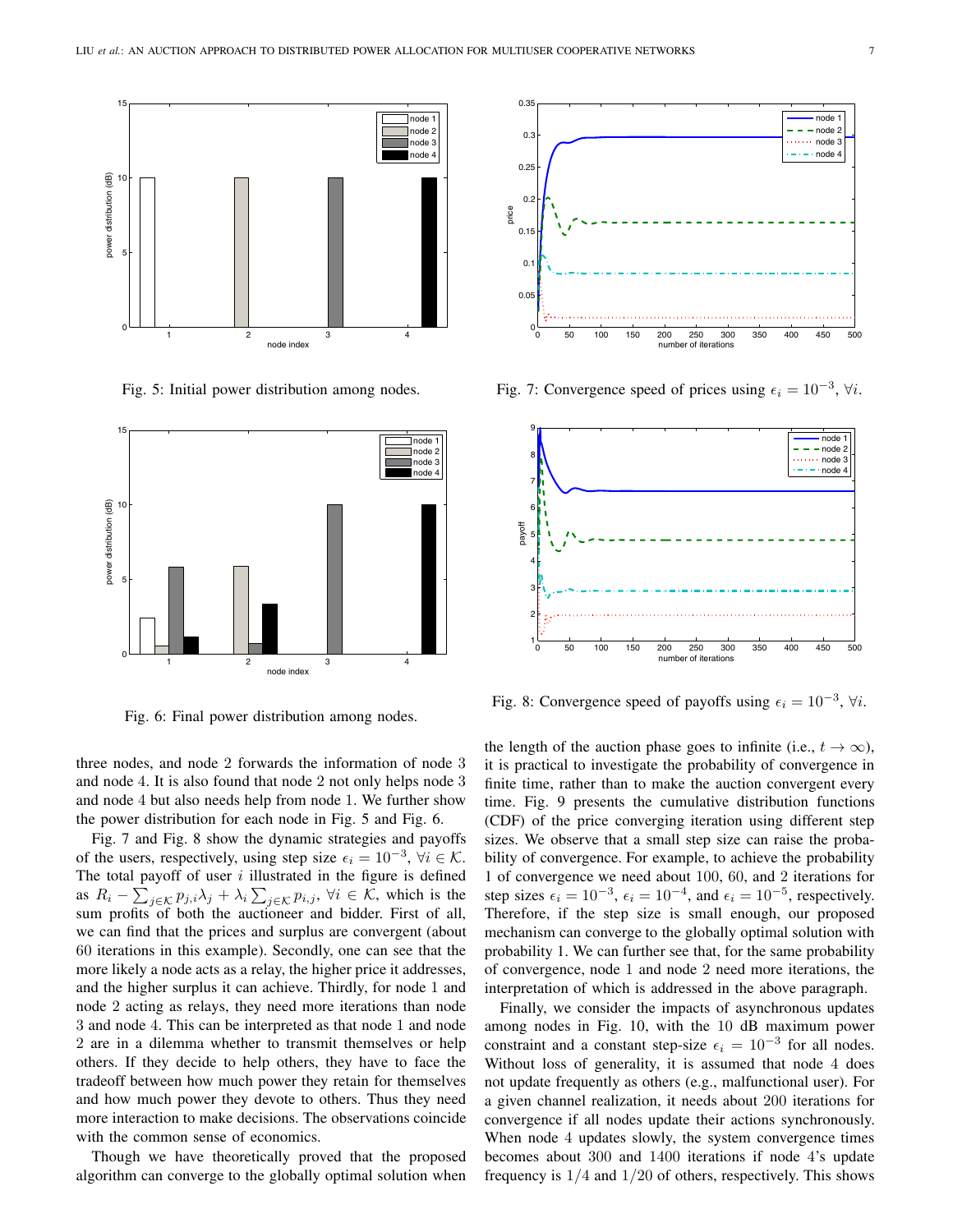Fig. 5: Initial power distribution among nodes.

Fig. 6: Final power distribution among nodes.

Fig. 7: Convergence speed of prices using $\epsilon_i = 10^{-3}$, $\forall i$.

Fig. 8: Convergence speed of payoffs using $\epsilon_i = 10^{-3}$, $\forall i$.

three nodes, and node 2 forwards the information of node 3 and node 4. It is also found that node 2 not only helps node 3 and node 4 but also needs help from node 1. We further show the power distribution for each node in Fig. 5 and Fig. 6.

Fig. 7 and Fig. 8 show the dynamic strategies and payoffs of the users, respectively, using step size $\epsilon_i = 10^{-3}$, $\forall i \in \mathcal{K}$. The total payoff of user $i$ illustrated in the figure is defined as $R_i - \sum_{j\in\mathcal{K}} p_{j,i}\lambda_j + \lambda_i \sum_{j\in\mathcal{K}} p_{i,j}$, $\forall i \in \mathcal{K}$, which is the sum profits of both the auctioneer and bidder. First of all, we can find that the prices and surplus are convergent (about 60 iterations in this example). Secondly, one can see that the more likely a node acts as a relay, the higher price it addresses, and the higher surplus it can achieve. Thirdly, for node 1 and node 2 acting as relays, they need more iterations than node 3 and node 4. This can be interpreted as that node 1 and node 2 are in a dilemma whether to transmit themselves or help others. If they decide to help others, they have to face the tradeoff between how much power they retain for themselves and how much power they devote to others. Thus they need more interaction to make decisions. The observations coincide with the common sense of economics.

Though we have theoretically proved that the proposed algorithm can converge to the globally optimal solution when the length of the auction phase goes to infinite (i.e., $t \to \infty$), it is practical to investigate the probability of convergence in finite time, rather than to make the auction convergent every time. Fig. 9 presents the cumulative distribution functions (CDF) of the price converging iteration using different step sizes. We observe that a small step size can raise the probability of convergence. For example, to achieve the probability 1 of convergence we need about 100, 60, and 2 iterations for step sizes $\epsilon_i = 10^{-3}$, $\epsilon_i = 10^{-4}$, and $\epsilon_i = 10^{-5}$, respectively. Therefore, if the step size is small enough, our proposed mechanism can converge to the globally optimal solution with probability 1. We can further see that, for the same probability of convergence, node 1 and node 2 need more iterations, the interpretation of which is addressed in the above paragraph.

Finally, we consider the impacts of asynchronous updates among nodes in Fig. 10, with the 10 dB maximum power constraint and a constant step-size $\epsilon_i = 10^{-3}$ for all nodes. Without loss of generality, it is assumed that node 4 does not update frequently as others (e.g., malfunctional user). For a given channel realization, it needs about 200 iterations for convergence if all nodes update their actions synchronously. When node 4 updates slowly, the system convergence times becomes about 300 and 1400 iterations if node 4's update frequency is 1/4 and 1/20 of others, respectively. This shows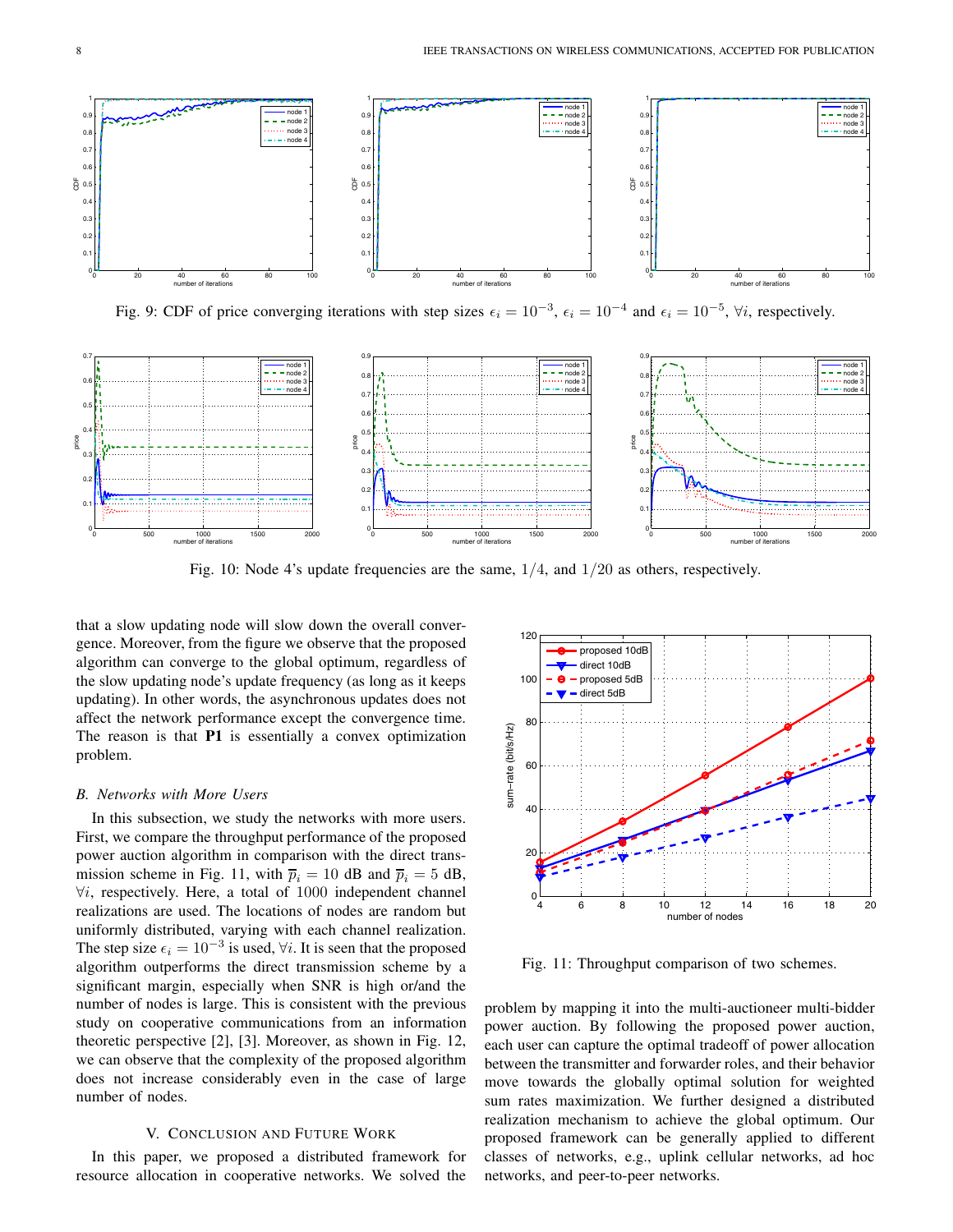Fig. 9: CDF of price converging iterations with step sizes $\epsilon_i = 10^{-3}$, $\epsilon_i = 10^{-4}$ and $\epsilon_i = 10^{-5}$, $\forall i$, respectively.

Fig. 10: Node 4's update frequencies are the same, $1/4$, and $1/20$ as others, respectively.

that a slow updating node will slow down the overall convergence. Moreover, from the figure we observe that the proposed algorithm can converge to the global optimum, regardless of the slow updating node's update frequency (as long as it keeps updating). In other words, the asynchronous updates does not affect the network performance except the convergence time. The reason is that **P1** is essentially a convex optimization problem.

### *B. Networks with More Users*

In this subsection, we study the networks with more users. First, we compare the throughput performance of the proposed power auction algorithm in comparison with the direct transmission scheme in Fig. 11, with $\overline{p}_i = 10$ dB and $\overline{p}_i = 5$ dB, $\forall i$, respectively. Here, a total of 1000 independent channel realizations are used. The locations of nodes are random but uniformly distributed, varying with each channel realization. The step size $\epsilon_i = 10^{-3}$ is used, $\forall i$. It is seen that the proposed algorithm outperforms the direct transmission scheme by a significant margin, especially when SNR is high or/and the number of nodes is large. This is consistent with the previous study on cooperative communications from an information theoretic perspective [2], [3]. Moreover, as shown in Fig. 12, we can observe that the complexity of the proposed algorithm does not increase considerably even in the case of large number of nodes.

Fig. 11: Throughput comparison of two schemes.

## V. Conclusion and Future Work

In this paper, we proposed a distributed framework for resource allocation in cooperative networks. We solved the problem by mapping it into the multi-auctioneer multi-bidder power auction. By following the proposed power auction, each user can capture the optimal tradeoff of power allocation between the transmitter and forwarder roles, and their behavior move towards the globally optimal solution for weighted sum rates maximization. We further designed a distributed realization mechanism to achieve the global optimum. Our proposed framework can be generally applied to different classes of networks, e.g., uplink cellular networks, ad hoc networks, and peer-to-peer networks.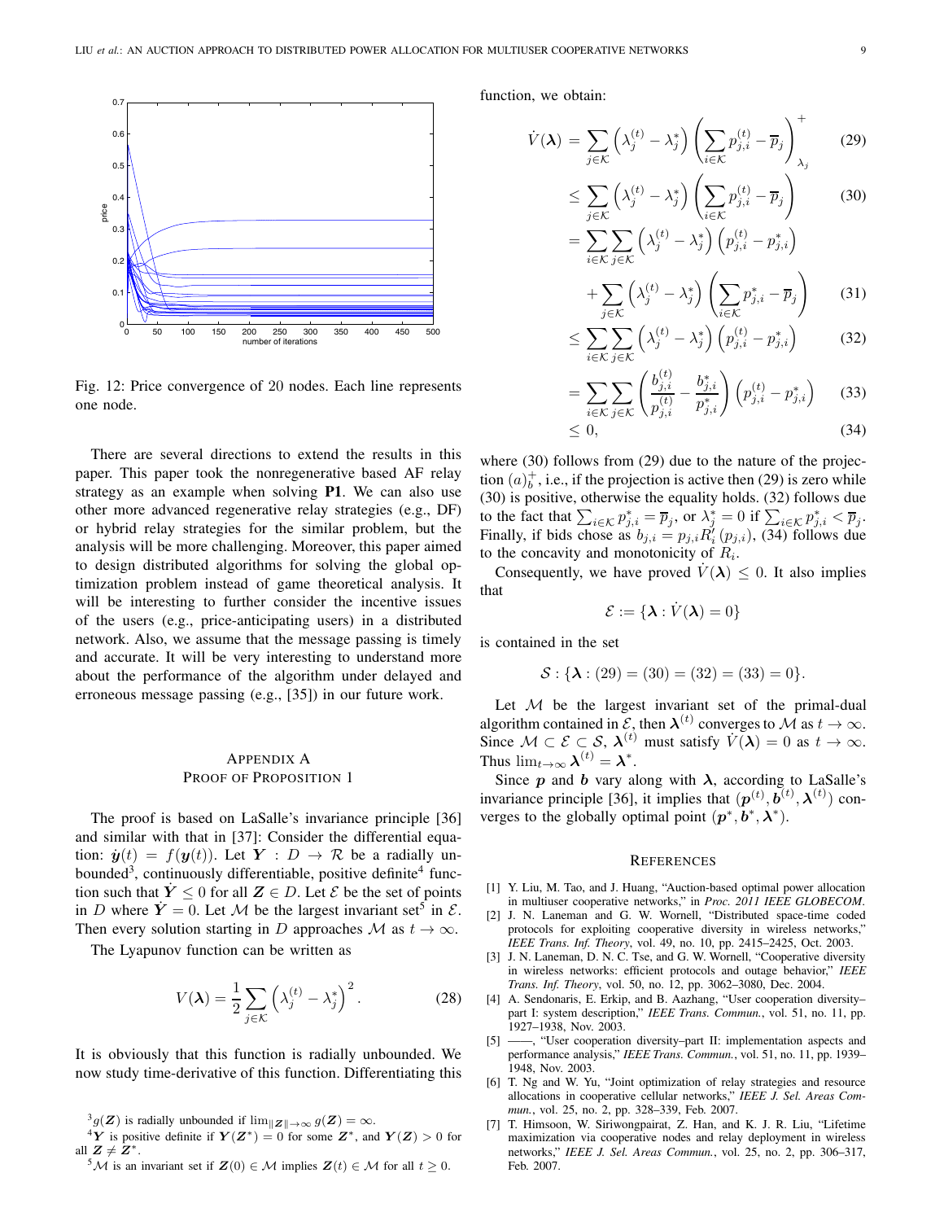Fig. 12: Price convergence of 20 nodes. Each line represents one node.

There are several directions to extend the results in this paper. This paper took the nonregenerative based AF relay strategy as an example when solving **P1**. We can also use other more advanced regenerative relay strategies (e.g., DF) or hybrid relay strategies for the similar problem, but the analysis will be more challenging. Moreover, this paper aimed to design distributed algorithms for solving the global optimization problem instead of game theoretical analysis. It will be interesting to further consider the incentive issues of the users (e.g., price-anticipating users) in a distributed network. Also, we assume that the message passing is timely and accurate. It will be very interesting to understand more about the performance of the algorithm under delayed and erroneous message passing (e.g., [35]) in our future work.

## Appendix A
## Proof of Proposition 1

The proof is based on LaSalle's invariance principle [36] and similar with that in [37]: Consider the differential equation: $\dot{\boldsymbol{y}}(t) = f(\boldsymbol{y}(t))$. Let $\boldsymbol{Y} : D \to \mathcal{R}$ be a radially unbounded[3], continuously differentiable, positive definite[4] function such that $\dot{\boldsymbol{Y}} \leq 0$ for all $\boldsymbol{Z} \in D$. Let $\mathcal{E}$ be the set of points in $D$ where $\dot{\boldsymbol{Y}} = 0$. Let $\mathcal{M}$ be the largest invariant set[5] in $\mathcal{E}$. Then every solution starting in $D$ approaches $\mathcal{M}$ as $t \to \infty$.

The Lyapunov function can be written as

$$V(\boldsymbol{\lambda}) = \frac{1}{2} \sum_{j \in \mathcal{K}} \left( \lambda_j^{(t)} - \lambda_j^* \right)^2. \tag{28}$$

It is obviously that this function is radially unbounded. We now study time-derivative of this function. Differentiating this function, we obtain:

$$\begin{aligned}
\dot{V}(\boldsymbol{\lambda}) &= \sum_{j \in \mathcal{K}} \left( \lambda_j^{(t)} - \lambda_j^* \right) \left( \sum_{i \in \mathcal{K}} p_{j,i}^{(t)} - \overline{p}_j \right)_{\lambda_j}^{+} && (29) \\
&\leq \sum_{j \in \mathcal{K}} \left( \lambda_j^{(t)} - \lambda_j^* \right) \left( \sum_{i \in \mathcal{K}} p_{j,i}^{(t)} - \overline{p}_j \right) && (30) \\
&= \sum_{i \in \mathcal{K}} \sum_{j \in \mathcal{K}} \left( \lambda_j^{(t)} - \lambda_j^* \right) \left( p_{j,i}^{(t)} - p_{j,i}^* \right) \\
&\quad + \sum_{j \in \mathcal{K}} \left( \lambda_j^{(t)} - \lambda_j^* \right) \left( \sum_{i \in \mathcal{K}} p_{j,i}^* - \overline{p}_j \right) && (31) \\
&\leq \sum_{i \in \mathcal{K}} \sum_{j \in \mathcal{K}} \left( \lambda_j^{(t)} - \lambda_j^* \right) \left( p_{j,i}^{(t)} - p_{j,i}^* \right) && (32) \\
&= \sum_{i \in \mathcal{K}} \sum_{j \in \mathcal{K}} \left( \frac{b_{j,i}^{(t)}}{p_{j,i}^{(t)}} - \frac{b_{j,i}^*}{p_{j,i}^*} \right) \left( p_{j,i}^{(t)} - p_{j,i}^* \right) && (33) \\
&\leq 0, && (34)
\end{aligned}$$

where (30) follows from (29) due to the nature of the projection $(a)_b^+$, i.e., if the projection is active then (29) is zero while (30) is positive, otherwise the equality holds. (32) follows due to the fact that $\sum_{i \in \mathcal{K}} p_{j,i}^* = \overline{p}_j$, or $\lambda_j^* = 0$ if $\sum_{i \in \mathcal{K}} p_{j,i}^* < \overline{p}_j$. Finally, if bids chose as $b_{j,i} = p_{j,i} R_i'(p_{j,i})$, (34) follows due to the concavity and monotonicity of $R_i$.

Consequently, we have proved $\dot{V}(\boldsymbol{\lambda}) \leq 0$. It also implies that

$$\mathcal{E} := \{\boldsymbol{\lambda} : \dot{V}(\boldsymbol{\lambda}) = 0\}$$

is contained in the set

$$\mathcal{S} : \{\boldsymbol{\lambda} : (29) = (30) = (32) = (33) = 0\}.$$

Let $\mathcal{M}$ be the largest invariant set of the primal-dual algorithm contained in $\mathcal{E}$, then $\boldsymbol{\lambda}^{(t)}$ converges to $\mathcal{M}$ as $t \to \infty$. Since $\mathcal{M} \subset \mathcal{E} \subset \mathcal{S}$, $\boldsymbol{\lambda}^{(t)}$ must satisfy $\dot{V}(\boldsymbol{\lambda}) = 0$ as $t \to \infty$. Thus $\lim_{t \to \infty} \boldsymbol{\lambda}^{(t)} = \boldsymbol{\lambda}^*$.

Since $\boldsymbol{p}$ and $\boldsymbol{b}$ vary along with $\boldsymbol{\lambda}$, according to LaSalle's invariance principle [36], it implies that $(\boldsymbol{p}^{(t)}, \boldsymbol{b}^{(t)}, \boldsymbol{\lambda}^{(t)})$ converges to the globally optimal point $(\boldsymbol{p}^*, \boldsymbol{b}^*, \boldsymbol{\lambda}^*)$.

[3] $g(\boldsymbol{Z})$ is radially unbounded if $\lim_{\|\boldsymbol{Z}\| \to \infty} g(\boldsymbol{Z}) = \infty$.

[4] $\boldsymbol{Y}$ is positive definite if $\boldsymbol{Y}(\boldsymbol{Z}^*) = 0$ for some $\boldsymbol{Z}^*$, and $\boldsymbol{Y}(\boldsymbol{Z}) > 0$ for all $\boldsymbol{Z} \neq \boldsymbol{Z}^*$.

[5] $\mathcal{M}$ is an invariant set if $\boldsymbol{Z}(0) \in \mathcal{M}$ implies $\boldsymbol{Z}(t) \in \mathcal{M}$ for all $t \geq 0$.

## References

[1] Y. Liu, M. Tao, and J. Huang, "Auction-based optimal power allocation in multiuser cooperative networks," in *Proc. 2011 IEEE GLOBECOM*.

[2] J. N. Laneman and G. W. Wornell, "Distributed space-time coded protocols for exploiting cooperative diversity in wireless networks," *IEEE Trans. Inf. Theory*, vol. 49, no. 10, pp. 2415–2425, Oct. 2003.

[3] J. N. Laneman, D. N. C. Tse, and G. W. Wornell, "Cooperative diversity in wireless networks: efficient protocols and outage behavior," *IEEE Trans. Inf. Theory*, vol. 50, no. 12, pp. 3062–3080, Dec. 2004.

[4] A. Sendonaris, E. Erkip, and B. Aazhang, "User cooperation diversity–part I: system description," *IEEE Trans. Commun.*, vol. 51, no. 11, pp. 1927–1938, Nov. 2003.

[5] ——, "User cooperation diversity–part II: implementation aspects and performance analysis," *IEEE Trans. Commun.*, vol. 51, no. 11, pp. 1939–1948, Nov. 2003.

[6] T. Ng and W. Yu, "Joint optimization of relay strategies and resource allocations in cooperative cellular networks," *IEEE J. Sel. Areas Commun.*, vol. 25, no. 2, pp. 328–339, Feb. 2007.

[7] T. Himsoon, W. Siriwongpairat, Z. Han, and K. J. R. Liu, "Lifetime maximization via cooperative nodes and relay deployment in wireless networks," *IEEE J. Sel. Areas Commun.*, vol. 25, no. 2, pp. 306–317, Feb. 2007.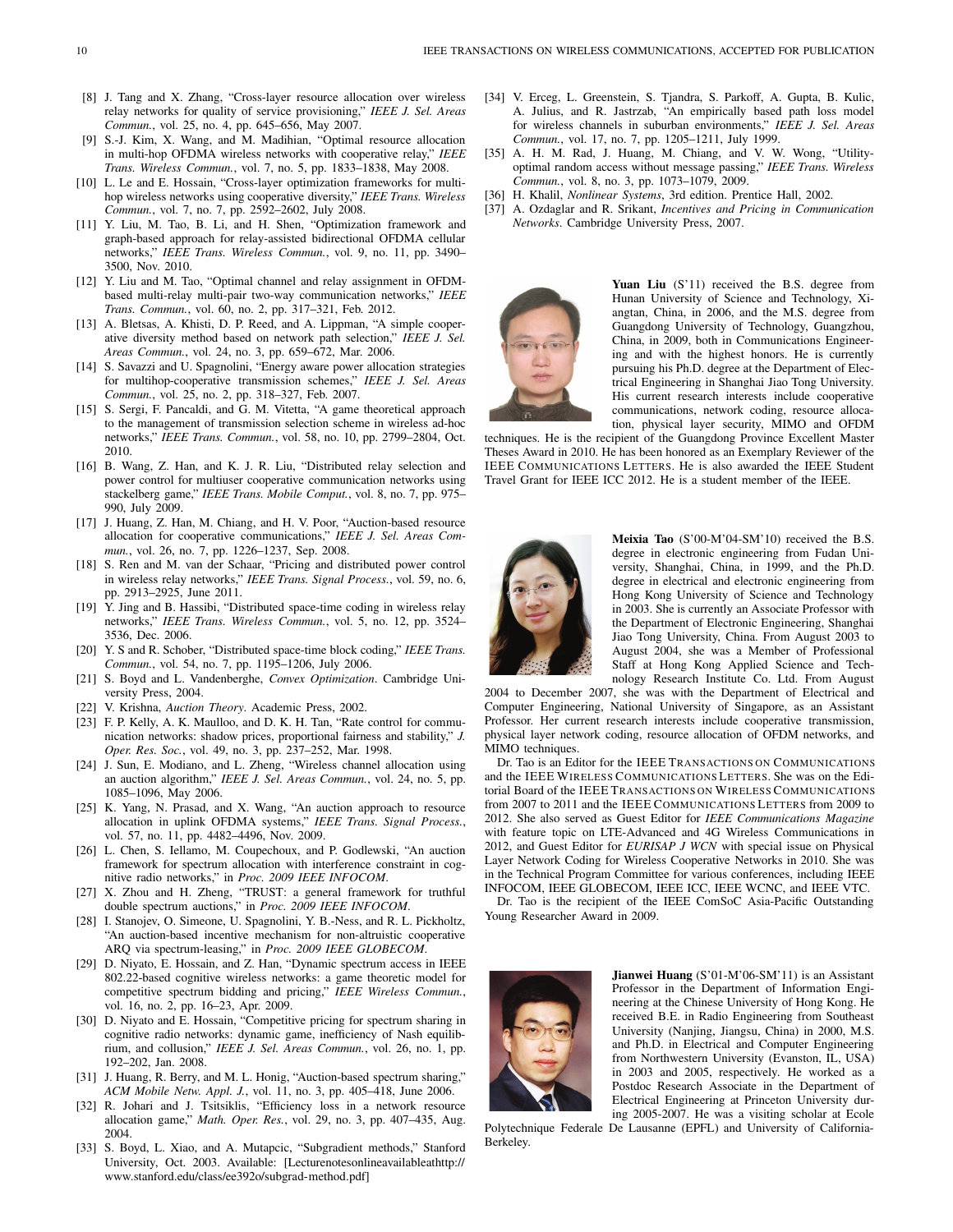[8] J. Tang and X. Zhang, "Cross-layer resource allocation over wireless relay networks for quality of service provisioning," *IEEE J. Sel. Areas Commun.*, vol. 25, no. 4, pp. 645–656, May 2007.

[9] S.-J. Kim, X. Wang, and M. Madihian, "Optimal resource allocation in multi-hop OFDMA wireless networks with cooperative relay," *IEEE Trans. Wireless Commun.*, vol. 7, no. 5, pp. 1833–1838, May 2008.

[10] L. Le and E. Hossain, "Cross-layer optimization frameworks for multi-hop wireless networks using cooperative diversity," *IEEE Trans. Wireless Commun.*, vol. 7, no. 7, pp. 2592–2602, July 2008.

[11] Y. Liu, M. Tao, B. Li, and H. Shen, "Optimization framework and graph-based approach for relay-assisted bidirectional OFDMA cellular networks," *IEEE Trans. Wireless Commun.*, vol. 9, no. 11, pp. 3490–3500, Nov. 2010.

[12] Y. Liu and M. Tao, "Optimal channel and relay assignment in OFDM-based multi-relay multi-pair two-way communication networks," *IEEE Trans. Commun.*, vol. 60, no. 2, pp. 317–321, Feb. 2012.

[13] A. Bletsas, A. Khisti, D. P. Reed, and A. Lippman, "A simple cooperative diversity method based on network path selection," *IEEE J. Sel. Areas Commun.*, vol. 24, no. 3, pp. 659–672, Mar. 2006.

[14] S. Savazzi and U. Spagnolini, "Energy aware power allocation strategies for multihop-cooperative transmission schemes," *IEEE J. Sel. Areas Commun.*, vol. 25, no. 2, pp. 318–327, Feb. 2007.

[15] S. Sergi, F. Pancaldi, and G. M. Vitetta, "A game theoretical approach to the management of transmission selection scheme in wireless ad-hoc networks," *IEEE Trans. Commun.*, vol. 58, no. 10, pp. 2799–2804, Oct. 2010.

[16] B. Wang, Z. Han, and K. J. R. Liu, "Distributed relay selection and power control for multiuser cooperative communication networks using stackelberg game," *IEEE Trans. Mobile Comput.*, vol. 8, no. 7, pp. 975–990, July 2009.

[17] J. Huang, Z. Han, M. Chiang, and H. V. Poor, "Auction-based resource allocation for cooperative communications," *IEEE J. Sel. Areas Commun.*, vol. 26, no. 7, pp. 1226–1237, Sep. 2008.

[18] S. Ren and M. van der Schaar, "Pricing and distributed power control in wireless relay networks," *IEEE Trans. Signal Process.*, vol. 59, no. 6, pp. 2913–2925, June 2011.

[19] Y. Jing and B. Hassibi, "Distributed space-time coding in wireless relay networks," *IEEE Trans. Wireless Commun.*, vol. 5, no. 12, pp. 3524–3536, Dec. 2006.

[20] Y. S and R. Schober, "Distributed space-time block coding," *IEEE Trans. Commun.*, vol. 54, no. 7, pp. 1195–1206, July 2006.

[21] S. Boyd and L. Vandenberghe, *Convex Optimization*. Cambridge University Press, 2004.

[22] V. Krishna, *Auction Theory*. Academic Press, 2002.

[23] F. P. Kelly, A. K. Maulloo, and D. K. H. Tan, "Rate control for communication networks: shadow prices, proportional fairness and stability," *J. Oper. Res. Soc.*, vol. 49, no. 3, pp. 237–252, Mar. 1998.

[24] J. Sun, E. Modiano, and L. Zheng, "Wireless channel allocation using an auction algorithm," *IEEE J. Sel. Areas Commun.*, vol. 24, no. 5, pp. 1085–1096, May 2006.

[25] K. Yang, N. Prasad, and X. Wang, "An auction approach to resource allocation in uplink OFDMA systems," *IEEE Trans. Signal Process.*, vol. 57, no. 11, pp. 4482–4496, Nov. 2009.

[26] L. Chen, S. Iellamo, M. Coupechoux, and P. Godlewski, "An auction framework for spectrum allocation with interference constraint in cognitive radio networks," in *Proc. 2009 IEEE INFOCOM*.

[27] X. Zhou and H. Zheng, "TRUST: a general framework for truthful double spectrum auctions," in *Proc. 2009 IEEE INFOCOM*.

[28] I. Stanojev, O. Simeone, U. Spagnolini, Y. B.-Ness, and R. L. Pickholtz, "An auction-based incentive mechanism for non-altruistic cooperative ARQ via spectrum-leasing," in *Proc. 2009 IEEE GLOBECOM*.

[29] D. Niyato, E. Hossain, and Z. Han, "Dynamic spectrum access in IEEE 802.22-based cognitive wireless networks: a game theoretic model for competitive spectrum bidding and pricing," *IEEE Wireless Commun.*, vol. 16, no. 2, pp. 16–23, Apr. 2009.

[30] D. Niyato and E. Hossain, "Competitive pricing for spectrum sharing in cognitive radio networks: dynamic game, inefficiency of Nash equilibrium, and collusion," *IEEE J. Sel. Areas Commun.*, vol. 26, no. 1, pp. 192–202, Jan. 2008.

[31] J. Huang, R. Berry, and M. L. Honig, "Auction-based spectrum sharing," *ACM Mobile Netw. Appl. J.*, vol. 11, no. 3, pp. 405–418, June 2006.

[32] R. Johari and J. Tsitsiklis, "Efficiency loss in a network resource allocation game," *Math. Oper. Res.*, vol. 29, no. 3, pp. 407–435, Aug. 2004.

[33] S. Boyd, L. Xiao, and A. Mutapcic, "Subgradient methods," Stanford University, Oct. 2003. Available: [Lecturenotesonlineavailableathttp://www.stanford.edu/class/ee392o/subgrad-method.pdf]

[34] V. Erceg, L. Greenstein, S. Tjandra, S. Parkoff, A. Gupta, B. Kulic, A. Julius, and R. Jastrzab, "An empirically based path loss model for wireless channels in suburban environments," *IEEE J. Sel. Areas Commun.*, vol. 17, no. 7, pp. 1205–1211, July 1999.

[35] A. H. M. Rad, J. Huang, M. Chiang, and V. W. Wong, "Utility-optimal random access without message passing," *IEEE Trans. Wireless Commun.*, vol. 8, no. 3, pp. 1073–1079, 2009.

[36] H. Khalil, *Nonlinear Systems*, 3rd edition. Prentice Hall, 2002.

[37] A. Ozdaglar and R. Srikant, *Incentives and Pricing in Communication Networks*. Cambridge University Press, 2007.

**Yuan Liu** (S'11) received the B.S. degree from Hunan University of Science and Technology, Xiangtan, China, in 2006, and the M.S. degree from Guangdong University of Technology, Guangzhou, China, in 2009, both in Communications Engineering and with the highest honors. He is currently pursuing his Ph.D. degree at the Department of Electrical Engineering in Shanghai Jiao Tong University. His current research interests include cooperative communications, network coding, resource allocation, physical layer security, MIMO and OFDM techniques. He is the recipient of the Guangdong Province Excellent Master Theses Award in 2010. He has been honored as an Exemplary Reviewer of the IEEE COMMUNICATIONS LETTERS. He is also awarded the IEEE Student Travel Grant for IEEE ICC 2012. He is a student member of the IEEE.

**Meixia Tao** (S'00-M'04-SM'10) received the B.S. degree in electronic engineering from Fudan University, Shanghai, China, in 1999, and the Ph.D. degree in electrical and electronic engineering from Hong Kong University of Science and Technology in 2003. She is currently an Associate Professor with the Department of Electronic Engineering, Shanghai Jiao Tong University, China. From August 2003 to August 2004, she was a Member of Professional Staff at Hong Kong Applied Science and Technology Research Institute Co. Ltd. From August 2004 to December 2007, she was with the Department of Electrical and Computer Engineering, National University of Singapore, as an Assistant Professor. Her current research interests include cooperative transmission, physical layer network coding, resource allocation of OFDM networks, and MIMO techniques.

Dr. Tao is an Editor for the IEEE TRANSACTIONS ON COMMUNICATIONS and the IEEE WIRELESS COMMUNICATIONS LETTERS. She was on the Editorial Board of the IEEE TRANSACTIONS ON WIRELESS COMMUNICATIONS from 2007 to 2011 and the IEEE COMMUNICATIONS LETTERS from 2009 to 2012. She also served as Guest Editor for *IEEE Communications Magazine* with feature topic on LTE-Advanced and 4G Wireless Communications in 2012, and Guest Editor for *EURISAP J WCN* with special issue on Physical Layer Network Coding for Wireless Cooperative Networks in 2010. She was in the Technical Program Committee for various conferences, including IEEE INFOCOM, IEEE GLOBECOM, IEEE ICC, IEEE WCNC, and IEEE VTC.

Dr. Tao is the recipient of the IEEE ComSoC Asia-Pacific Outstanding Young Researcher Award in 2009.

**Jianwei Huang** (S'01-M'06-SM'11) is an Assistant Professor in the Department of Information Engineering at the Chinese University of Hong Kong. He received B.E. in Radio Engineering from Southeast University (Nanjing, Jiangsu, China) in 2000, M.S. and Ph.D. in Electrical and Computer Engineering from Northwestern University (Evanston, IL, USA) in 2003 and 2005, respectively. He worked as a Postdoc Research Associate in the Department of Electrical Engineering at Princeton University during 2005-2007. He was a visiting scholar at Ecole Polytechnique Federale De Lausanne (EPFL) and University of California-Berkeley.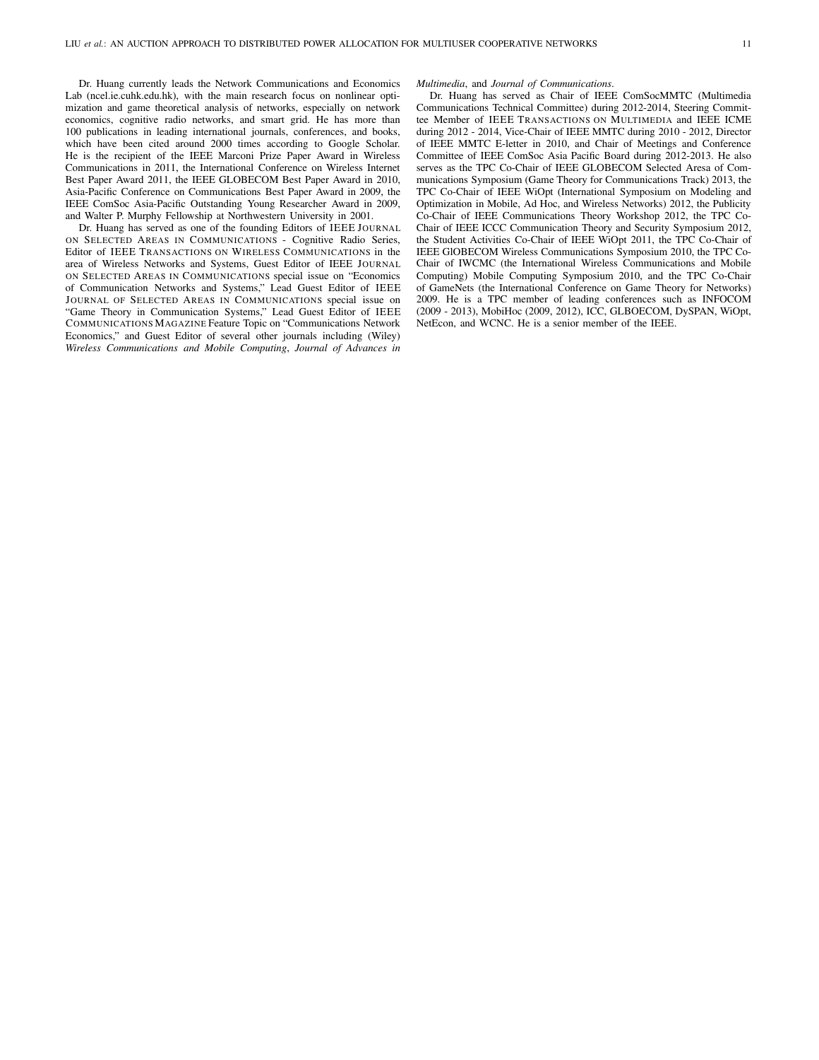Dr. Huang currently leads the Network Communications and Economics Lab (ncel.ie.cuhk.edu.hk), with the main research focus on nonlinear optimization and game theoretical analysis of networks, especially on network economics, cognitive radio networks, and smart grid. He has more than 100 publications in leading international journals, conferences, and books, which have been cited around 2000 times according to Google Scholar. He is the recipient of the IEEE Marconi Prize Paper Award in Wireless Communications in 2011, the International Conference on Wireless Internet Best Paper Award 2011, the IEEE GLOBECOM Best Paper Award in 2010, Asia-Pacific Conference on Communications Best Paper Award in 2009, the IEEE ComSoc Asia-Pacific Outstanding Young Researcher Award in 2009, and Walter P. Murphy Fellowship at Northwestern University in 2001.

Dr. Huang has served as one of the founding Editors of IEEE JOURNAL ON SELECTED AREAS IN COMMUNICATIONS - Cognitive Radio Series, Editor of IEEE TRANSACTIONS ON WIRELESS COMMUNICATIONS in the area of Wireless Networks and Systems, Guest Editor of IEEE JOURNAL ON SELECTED AREAS IN COMMUNICATIONS special issue on "Economics of Communication Networks and Systems," Lead Guest Editor of IEEE JOURNAL OF SELECTED AREAS IN COMMUNICATIONS special issue on "Game Theory in Communication Systems," Lead Guest Editor of IEEE COMMUNICATIONS MAGAZINE Feature Topic on "Communications Network Economics," and Guest Editor of several other journals including (Wiley) *Wireless Communications and Mobile Computing*, *Journal of Advances in Multimedia*, and *Journal of Communications*.

Dr. Huang has served as Chair of IEEE ComSocMMTC (Multimedia Communications Technical Committee) during 2012-2014, Steering Committee Member of IEEE TRANSACTIONS ON MULTIMEDIA and IEEE ICME during 2012 - 2014, Vice-Chair of IEEE MMTC during 2010 - 2012, Director of IEEE MMTC E-letter in 2010, and Chair of Meetings and Conference Committee of IEEE ComSoc Asia Pacific Board during 2012-2013. He also serves as the TPC Co-Chair of IEEE GLOBECOM Selected Aresa of Communications Symposium (Game Theory for Communications Track) 2013, the TPC Co-Chair of IEEE WiOpt (International Symposium on Modeling and Optimization in Mobile, Ad Hoc, and Wireless Networks) 2012, the Publicity Co-Chair of IEEE Communications Theory Workshop 2012, the TPC Co-Chair of IEEE ICCC Communication Theory and Security Symposium 2012, the Student Activities Co-Chair of IEEE WiOpt 2011, the TPC Co-Chair of IEEE GlOBECOM Wireless Communications Symposium 2010, the TPC Co-Chair of IWCMC (the International Wireless Communications and Mobile Computing) Mobile Computing Symposium 2010, and the TPC Co-Chair of GameNets (the International Conference on Game Theory for Networks) 2009. He is a TPC member of leading conferences such as INFOCOM (2009 - 2013), MobiHoc (2009, 2012), ICC, GLBOECOM, DySPAN, WiOpt, NetEcon, and WCNC. He is a senior member of the IEEE.